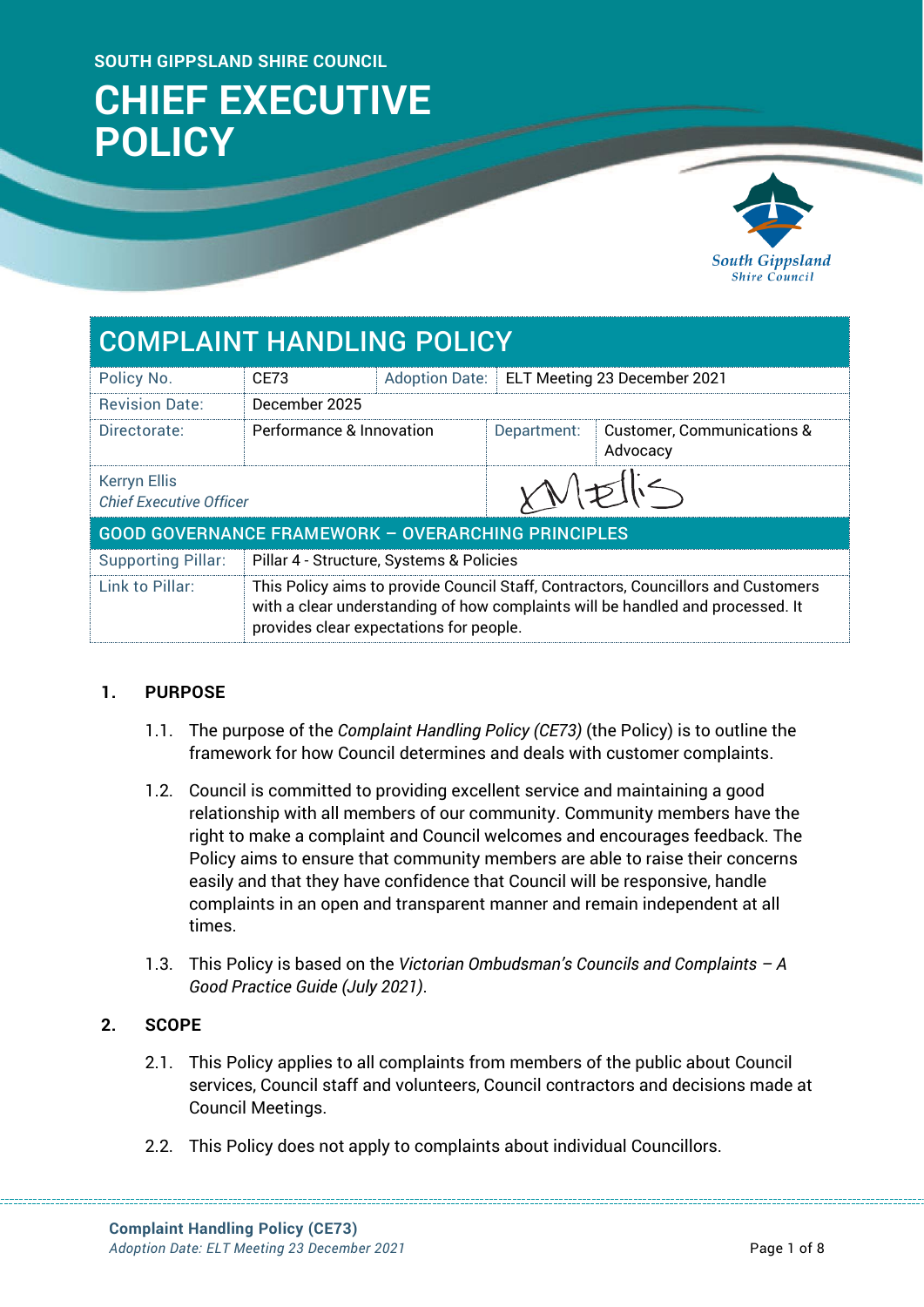SOUTH GIPPSLAND SHIRE COUNCIL

# CHIEF EXECUTIVE POLICY

## COMPLAINT HANDLING POLICY

| Policy No. | CE73 | Adoption Date: | ELT Meeting 23 December 2021 |
|---|---|---|---|
| Revision Date: | December 2025 | | |
| Directorate: | Performance & Innovation | Department: | Customer, Communications & Advocacy |
| Kerryn Ellis *Chief Executive Officer* | | | |

| GOOD GOVERNANCE FRAMEWORK – OVERARCHING PRINCIPLES | |
|---|---|
| Supporting Pillar: | Pillar 4 - Structure, Systems & Policies |
| Link to Pillar: | This Policy aims to provide Council Staff, Contractors, Councillors and Customers with a clear understanding of how complaints will be handled and processed. It provides clear expectations for people. |

## 1. PURPOSE

1.1. The purpose of the *Complaint Handling Policy (CE73)* (the Policy) is to outline the framework for how Council determines and deals with customer complaints.

1.2. Council is committed to providing excellent service and maintaining a good relationship with all members of our community. Community members have the right to make a complaint and Council welcomes and encourages feedback. The Policy aims to ensure that community members are able to raise their concerns easily and that they have confidence that Council will be responsive, handle complaints in an open and transparent manner and remain independent at all times.

1.3. This Policy is based on the *Victorian Ombudsman's Councils and Complaints – A Good Practice Guide (July 2021)*.

## 2. SCOPE

2.1. This Policy applies to all complaints from members of the public about Council services, Council staff and volunteers, Council contractors and decisions made at Council Meetings.

2.2. This Policy does not apply to complaints about individual Councillors.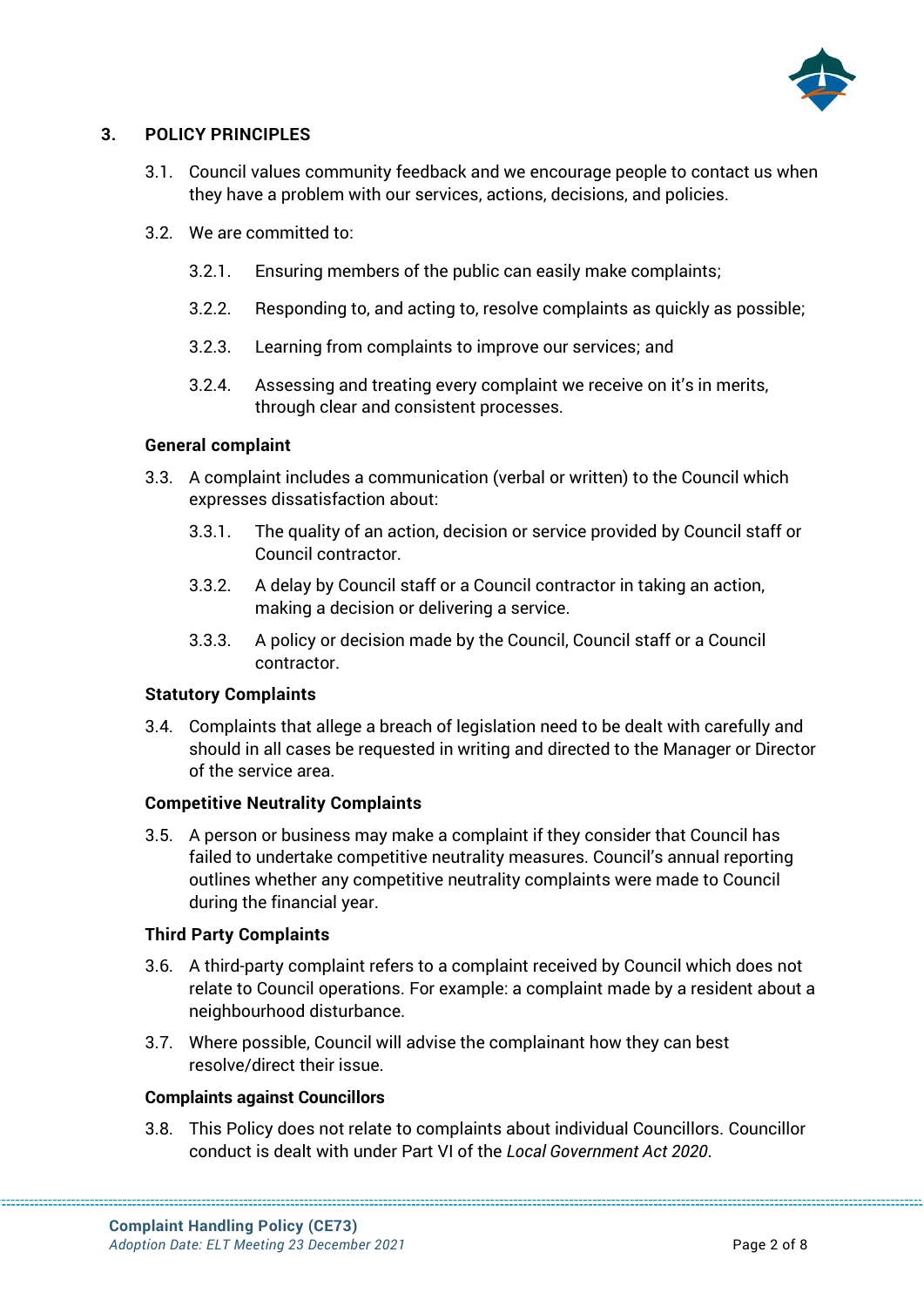## 3. POLICY PRINCIPLES

3.1. Council values community feedback and we encourage people to contact us when they have a problem with our services, actions, decisions, and policies.

3.2. We are committed to:

3.2.1. Ensuring members of the public can easily make complaints;

3.2.2. Responding to, and acting to, resolve complaints as quickly as possible;

3.2.3. Learning from complaints to improve our services; and

3.2.4. Assessing and treating every complaint we receive on it's in merits, through clear and consistent processes.

### General complaint

3.3. A complaint includes a communication (verbal or written) to the Council which expresses dissatisfaction about:

3.3.1. The quality of an action, decision or service provided by Council staff or Council contractor.

3.3.2. A delay by Council staff or a Council contractor in taking an action, making a decision or delivering a service.

3.3.3. A policy or decision made by the Council, Council staff or a Council contractor.

### Statutory Complaints

3.4. Complaints that allege a breach of legislation need to be dealt with carefully and should in all cases be requested in writing and directed to the Manager or Director of the service area.

### Competitive Neutrality Complaints

3.5. A person or business may make a complaint if they consider that Council has failed to undertake competitive neutrality measures. Council's annual reporting outlines whether any competitive neutrality complaints were made to Council during the financial year.

### Third Party Complaints

3.6. A third-party complaint refers to a complaint received by Council which does not relate to Council operations. For example: a complaint made by a resident about a neighbourhood disturbance.

3.7. Where possible, Council will advise the complainant how they can best resolve/direct their issue.

### Complaints against Councillors

3.8. This Policy does not relate to complaints about individual Councillors. Councillor conduct is dealt with under Part VI of the *Local Government Act 2020*.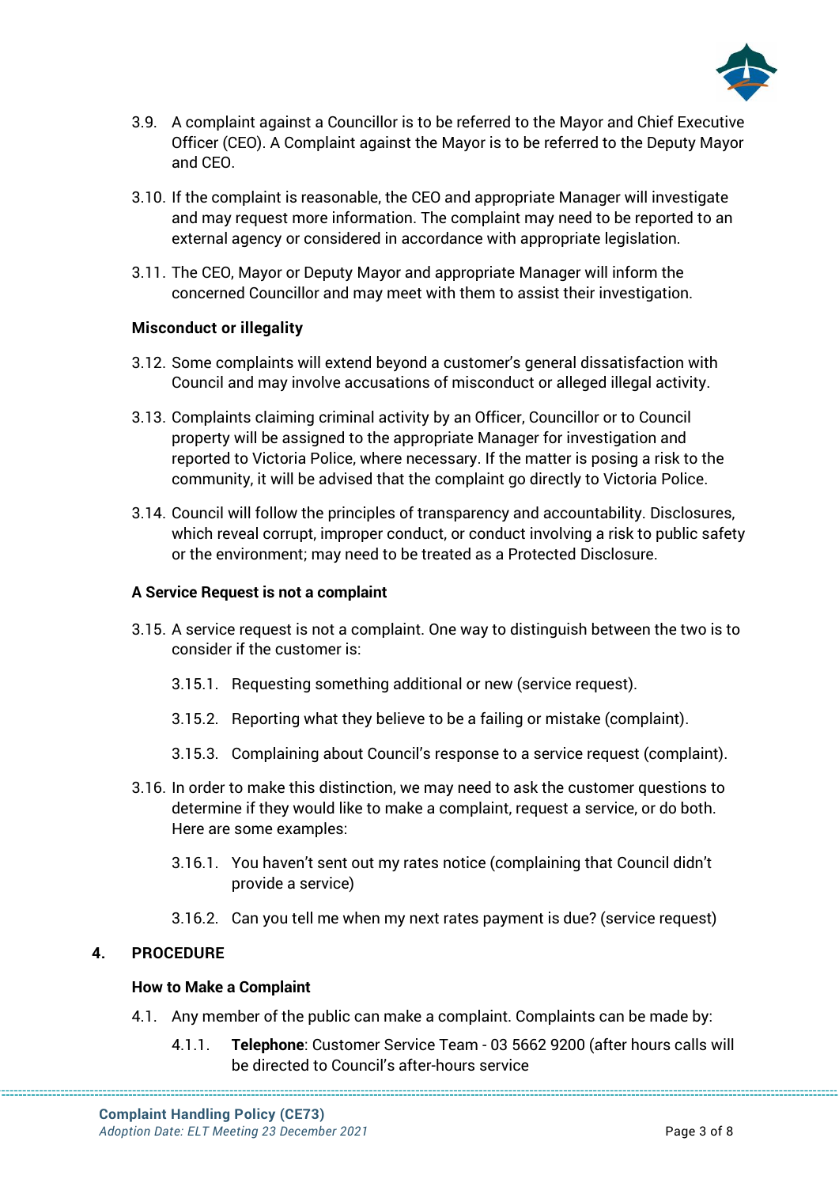3.9. A complaint against a Councillor is to be referred to the Mayor and Chief Executive Officer (CEO). A Complaint against the Mayor is to be referred to the Deputy Mayor and CEO.

3.10. If the complaint is reasonable, the CEO and appropriate Manager will investigate and may request more information. The complaint may need to be reported to an external agency or considered in accordance with appropriate legislation.

3.11. The CEO, Mayor or Deputy Mayor and appropriate Manager will inform the concerned Councillor and may meet with them to assist their investigation.

**Misconduct or illegality**

3.12. Some complaints will extend beyond a customer's general dissatisfaction with Council and may involve accusations of misconduct or alleged illegal activity.

3.13. Complaints claiming criminal activity by an Officer, Councillor or to Council property will be assigned to the appropriate Manager for investigation and reported to Victoria Police, where necessary. If the matter is posing a risk to the community, it will be advised that the complaint go directly to Victoria Police.

3.14. Council will follow the principles of transparency and accountability. Disclosures, which reveal corrupt, improper conduct, or conduct involving a risk to public safety or the environment; may need to be treated as a Protected Disclosure.

**A Service Request is not a complaint**

3.15. A service request is not a complaint. One way to distinguish between the two is to consider if the customer is:

- 3.15.1. Requesting something additional or new (service request).
- 3.15.2. Reporting what they believe to be a failing or mistake (complaint).
- 3.15.3. Complaining about Council's response to a service request (complaint).

3.16. In order to make this distinction, we may need to ask the customer questions to determine if they would like to make a complaint, request a service, or do both. Here are some examples:

- 3.16.1. You haven't sent out my rates notice (complaining that Council didn't provide a service)
- 3.16.2. Can you tell me when my next rates payment is due? (service request)

## 4. PROCEDURE

**How to Make a Complaint**

4.1. Any member of the public can make a complaint. Complaints can be made by:

- 4.1.1. **Telephone**: Customer Service Team - 03 5662 9200 (after hours calls will be directed to Council's after-hours service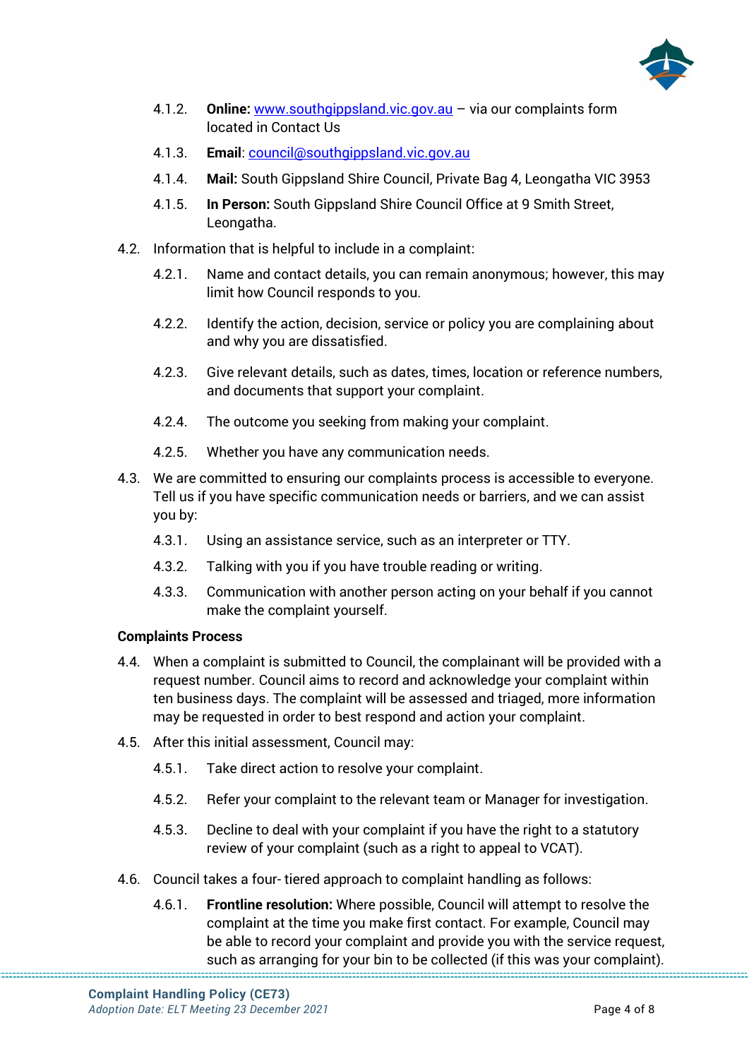4.1.2. **Online:** [www.southgippsland.vic.gov.au](http://www.southgippsland.vic.gov.au) – via our complaints form located in Contact Us

4.1.3. **Email**: [council@southgippsland.vic.gov.au](mailto:council@southgippsland.vic.gov.au)

4.1.4. **Mail:** South Gippsland Shire Council, Private Bag 4, Leongatha VIC 3953

4.1.5. **In Person:** South Gippsland Shire Council Office at 9 Smith Street, Leongatha.

4.2. Information that is helpful to include in a complaint:

4.2.1. Name and contact details, you can remain anonymous; however, this may limit how Council responds to you.

4.2.2. Identify the action, decision, service or policy you are complaining about and why you are dissatisfied.

4.2.3. Give relevant details, such as dates, times, location or reference numbers, and documents that support your complaint.

4.2.4. The outcome you seeking from making your complaint.

4.2.5. Whether you have any communication needs.

4.3. We are committed to ensuring our complaints process is accessible to everyone. Tell us if you have specific communication needs or barriers, and we can assist you by:

4.3.1. Using an assistance service, such as an interpreter or TTY.

4.3.2. Talking with you if you have trouble reading or writing.

4.3.3. Communication with another person acting on your behalf if you cannot make the complaint yourself.

**Complaints Process**

4.4. When a complaint is submitted to Council, the complainant will be provided with a request number. Council aims to record and acknowledge your complaint within ten business days. The complaint will be assessed and triaged, more information may be requested in order to best respond and action your complaint.

4.5. After this initial assessment, Council may:

4.5.1. Take direct action to resolve your complaint.

4.5.2. Refer your complaint to the relevant team or Manager for investigation.

4.5.3. Decline to deal with your complaint if you have the right to a statutory review of your complaint (such as a right to appeal to VCAT).

4.6. Council takes a four- tiered approach to complaint handling as follows:

4.6.1. **Frontline resolution:** Where possible, Council will attempt to resolve the complaint at the time you make first contact. For example, Council may be able to record your complaint and provide you with the service request, such as arranging for your bin to be collected (if this was your complaint).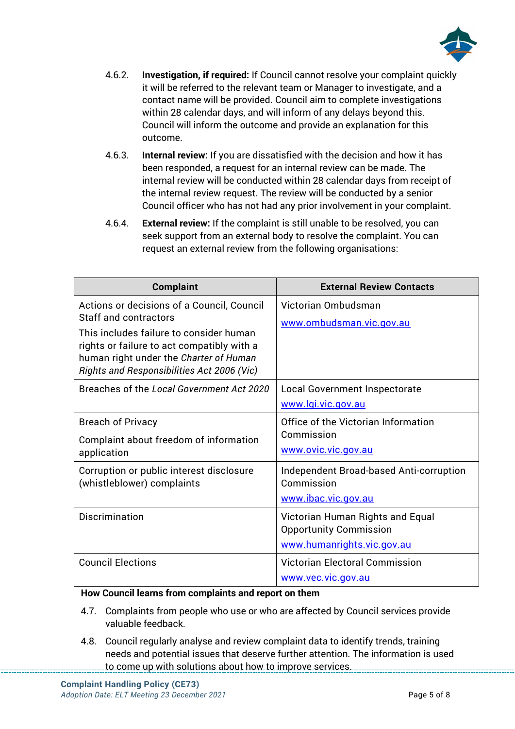4.6.2. **Investigation, if required:** If Council cannot resolve your complaint quickly it will be referred to the relevant team or Manager to investigate, and a contact name will be provided. Council aim to complete investigations within 28 calendar days, and will inform of any delays beyond this. Council will inform the outcome and provide an explanation for this outcome.

4.6.3. **Internal review:** If you are dissatisfied with the decision and how it has been responded, a request for an internal review can be made. The internal review will be conducted within 28 calendar days from receipt of the internal review request. The review will be conducted by a senior Council officer who has not had any prior involvement in your complaint.

4.6.4. **External review:** If the complaint is still unable to be resolved, you can seek support from an external body to resolve the complaint. You can request an external review from the following organisations:

| Complaint | External Review Contacts |
| --- | --- |
| Actions or decisions of a Council, Council Staff and contractors<br>This includes failure to consider human rights or failure to act compatibly with a human right under the *Charter of Human Rights and Responsibilities Act 2006 (Vic)* | Victorian Ombudsman<br>www.ombudsman.vic.gov.au |
| Breaches of the *Local Government Act 2020* | Local Government Inspectorate<br>www.lgi.vic.gov.au |
| Breach of Privacy<br>Complaint about freedom of information application | Office of the Victorian Information Commission<br>www.ovic.vic.gov.au |
| Corruption or public interest disclosure (whistleblower) complaints | Independent Broad-based Anti-corruption Commission<br>www.ibac.vic.gov.au |
| Discrimination | Victorian Human Rights and Equal Opportunity Commission<br>www.humanrights.vic.gov.au |
| Council Elections | Victorian Electoral Commission<br>www.vec.vic.gov.au |

**How Council learns from complaints and report on them**

4.7. Complaints from people who use or who are affected by Council services provide valuable feedback.

4.8. Council regularly analyse and review complaint data to identify trends, training needs and potential issues that deserve further attention. The information is used to come up with solutions about how to improve services.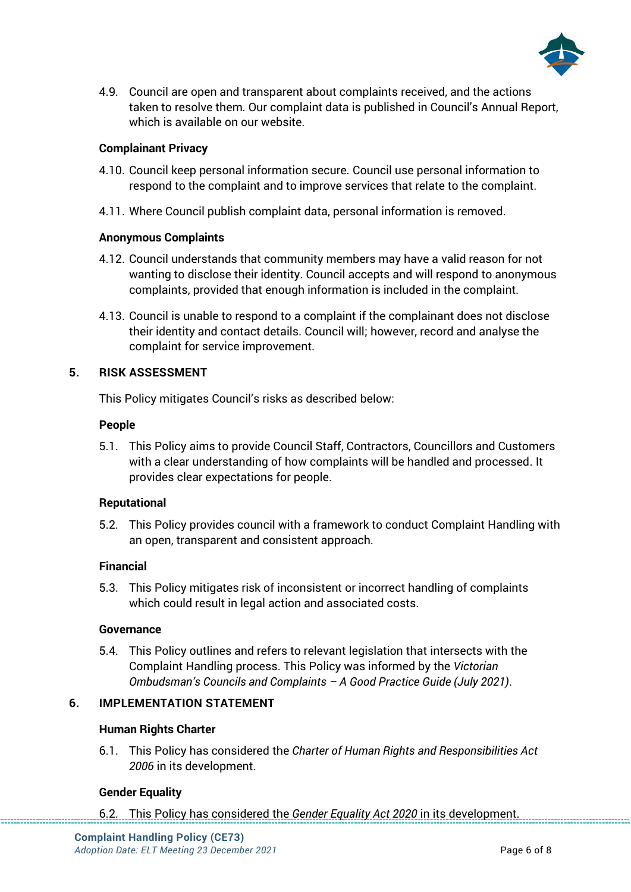4.9. Council are open and transparent about complaints received, and the actions taken to resolve them. Our complaint data is published in Council's Annual Report, which is available on our website.

**Complainant Privacy**

4.10. Council keep personal information secure. Council use personal information to respond to the complaint and to improve services that relate to the complaint.

4.11. Where Council publish complaint data, personal information is removed.

**Anonymous Complaints**

4.12. Council understands that community members may have a valid reason for not wanting to disclose their identity. Council accepts and will respond to anonymous complaints, provided that enough information is included in the complaint.

4.13. Council is unable to respond to a complaint if the complainant does not disclose their identity and contact details. Council will; however, record and analyse the complaint for service improvement.

## 5. RISK ASSESSMENT

This Policy mitigates Council's risks as described below:

**People**

5.1. This Policy aims to provide Council Staff, Contractors, Councillors and Customers with a clear understanding of how complaints will be handled and processed. It provides clear expectations for people.

**Reputational**

5.2. This Policy provides council with a framework to conduct Complaint Handling with an open, transparent and consistent approach.

**Financial**

5.3. This Policy mitigates risk of inconsistent or incorrect handling of complaints which could result in legal action and associated costs.

**Governance**

5.4. This Policy outlines and refers to relevant legislation that intersects with the Complaint Handling process. This Policy was informed by the *Victorian Ombudsman's Councils and Complaints – A Good Practice Guide (July 2021)*.

## 6. IMPLEMENTATION STATEMENT

**Human Rights Charter**

6.1. This Policy has considered the *Charter of Human Rights and Responsibilities Act 2006* in its development.

**Gender Equality**

6.2. This Policy has considered the *Gender Equality Act 2020* in its development.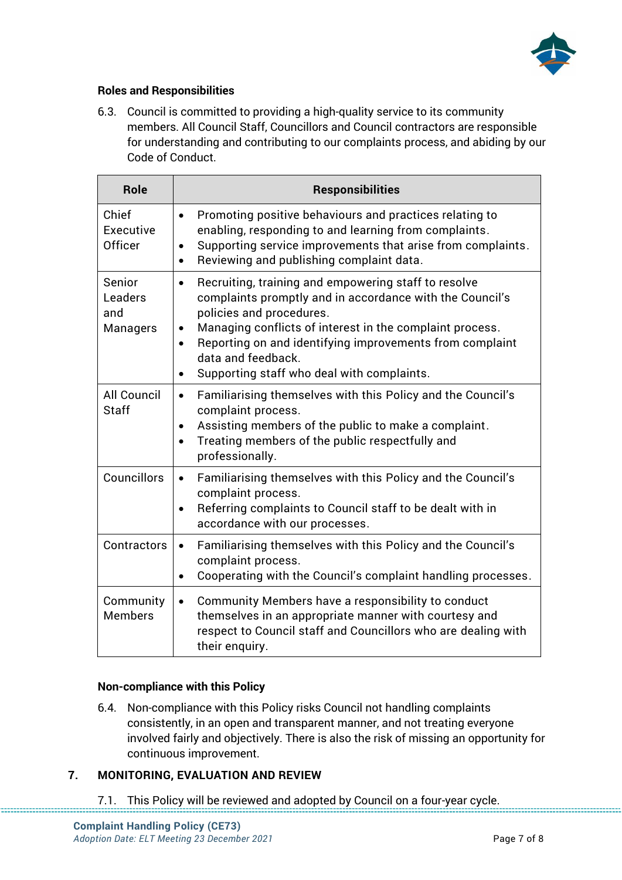**Roles and Responsibilities**

6.3. Council is committed to providing a high-quality service to its community members. All Council Staff, Councillors and Council contractors are responsible for understanding and contributing to our complaints process, and abiding by our Code of Conduct.

| Role | Responsibilities |
|---|---|
| Chief Executive Officer | • Promoting positive behaviours and practices relating to enabling, responding to and learning from complaints.<br>• Supporting service improvements that arise from complaints.<br>• Reviewing and publishing complaint data. |
| Senior Leaders and Managers | • Recruiting, training and empowering staff to resolve complaints promptly and in accordance with the Council's policies and procedures.<br>• Managing conflicts of interest in the complaint process.<br>• Reporting on and identifying improvements from complaint data and feedback.<br>• Supporting staff who deal with complaints. |
| All Council Staff | • Familiarising themselves with this Policy and the Council's complaint process.<br>• Assisting members of the public to make a complaint.<br>• Treating members of the public respectfully and professionally. |
| Councillors | • Familiarising themselves with this Policy and the Council's complaint process.<br>• Referring complaints to Council staff to be dealt with in accordance with our processes. |
| Contractors | • Familiarising themselves with this Policy and the Council's complaint process.<br>• Cooperating with the Council's complaint handling processes. |
| Community Members | • Community Members have a responsibility to conduct themselves in an appropriate manner with courtesy and respect to Council staff and Councillors who are dealing with their enquiry. |

**Non-compliance with this Policy**

6.4. Non-compliance with this Policy risks Council not handling complaints consistently, in an open and transparent manner, and not treating everyone involved fairly and objectively. There is also the risk of missing an opportunity for continuous improvement.

## 7. MONITORING, EVALUATION AND REVIEW

7.1. This Policy will be reviewed and adopted by Council on a four-year cycle.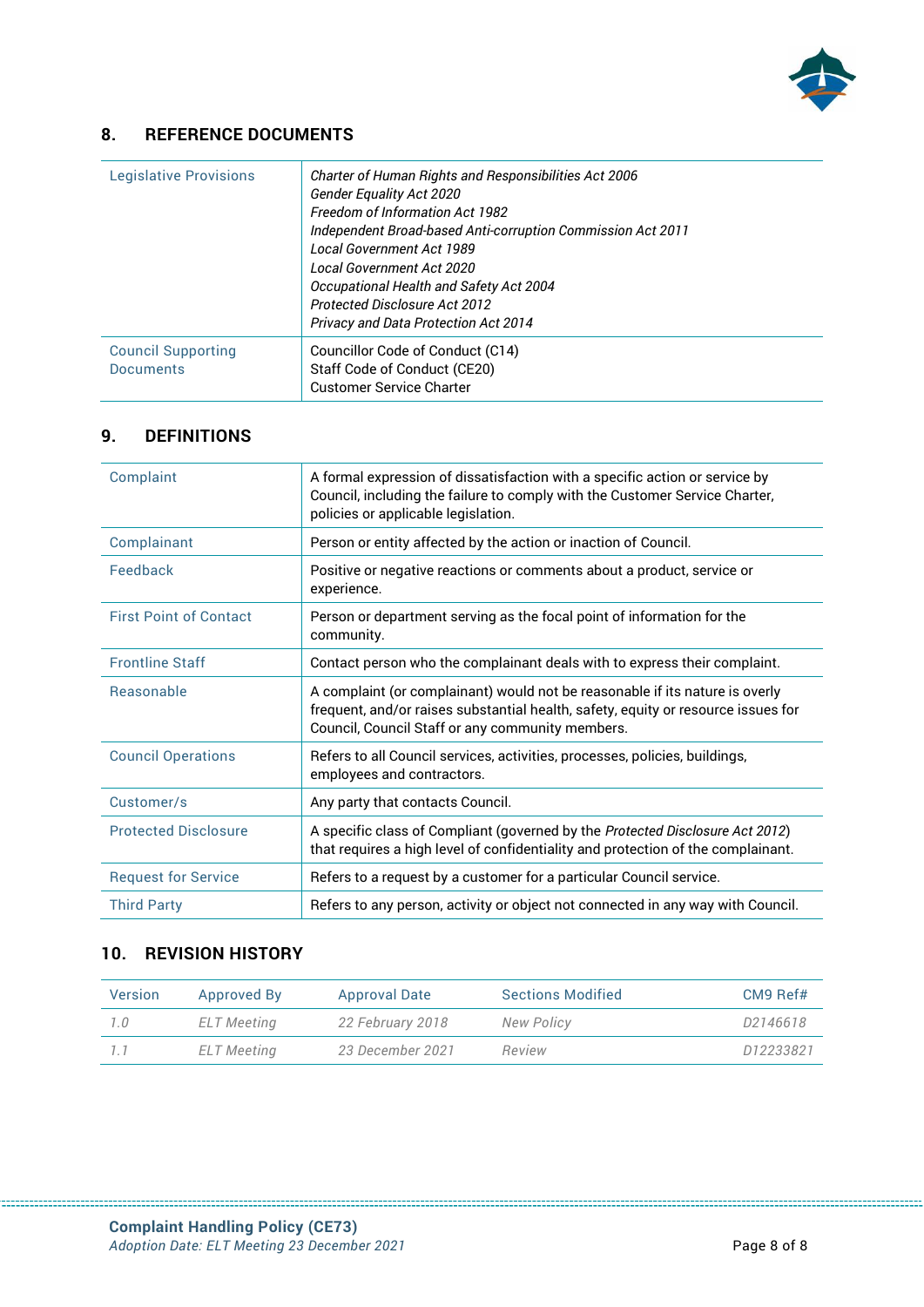## 8. REFERENCE DOCUMENTS

| | |
|---|---|
| Legislative Provisions | *Charter of Human Rights and Responsibilities Act 2006*<br>*Gender Equality Act 2020*<br>*Freedom of Information Act 1982*<br>*Independent Broad-based Anti-corruption Commission Act 2011*<br>*Local Government Act 1989*<br>*Local Government Act 2020*<br>*Occupational Health and Safety Act 2004*<br>*Protected Disclosure Act 2012*<br>*Privacy and Data Protection Act 2014* |
| Council Supporting Documents | Councillor Code of Conduct (C14)<br>Staff Code of Conduct (CE20)<br>Customer Service Charter |

## 9. DEFINITIONS

| | |
|---|---|
| Complaint | A formal expression of dissatisfaction with a specific action or service by Council, including the failure to comply with the Customer Service Charter, policies or applicable legislation. |
| Complainant | Person or entity affected by the action or inaction of Council. |
| Feedback | Positive or negative reactions or comments about a product, service or experience. |
| First Point of Contact | Person or department serving as the focal point of information for the community. |
| Frontline Staff | Contact person who the complainant deals with to express their complaint. |
| Reasonable | A complaint (or complainant) would not be reasonable if its nature is overly frequent, and/or raises substantial health, safety, equity or resource issues for Council, Council Staff or any community members. |
| Council Operations | Refers to all Council services, activities, processes, policies, buildings, employees and contractors. |
| Customer/s | Any party that contacts Council. |
| Protected Disclosure | A specific class of Compliant (governed by the *Protected Disclosure Act 2012*) that requires a high level of confidentiality and protection of the complainant. |
| Request for Service | Refers to a request by a customer for a particular Council service. |
| Third Party | Refers to any person, activity or object not connected in any way with Council. |

## 10. REVISION HISTORY

| Version | Approved By | Approval Date | Sections Modified | CM9 Ref# |
|---|---|---|---|---|
| *1.0* | *ELT Meeting* | *22 February 2018* | *New Policy* | *D2146618* |
| *1.1* | *ELT Meeting* | *23 December 2021* | *Review* | *D12233821* |

**Complaint Handling Policy (CE73)**
*Adoption Date: ELT Meeting 23 December 2021*